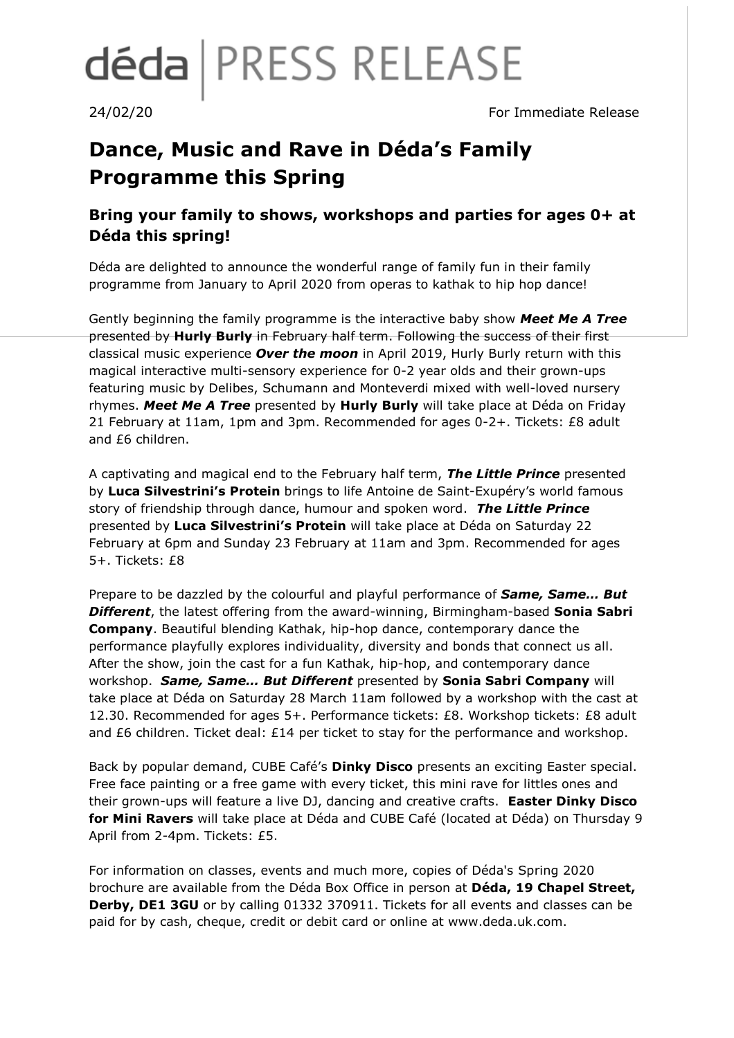déda | PRESS RELEASE

24/02/20 For Immediate Release

# Dance, Music and Rave in Déda's Family Programme this Spring

## Bring your family to shows, workshops and parties for ages 0+ at Déda this spring!

Déda are delighted to announce the wonderful range of family fun in their family programme from January to April 2020 from operas to kathak to hip hop dance!

Gently beginning the family programme is the interactive baby show ***Meet Me A Tree*** presented by **Hurly Burly** in February half term. Following the success of their first classical music experience ***Over the moon*** in April 2019, Hurly Burly return with this magical interactive multi-sensory experience for 0-2 year olds and their grown-ups featuring music by Delibes, Schumann and Monteverdi mixed with well-loved nursery rhymes. ***Meet Me A Tree*** presented by **Hurly Burly** will take place at Déda on Friday 21 February at 11am, 1pm and 3pm. Recommended for ages 0-2+. Tickets: £8 adult and £6 children.

A captivating and magical end to the February half term, ***The Little Prince*** presented by **Luca Silvestrini's Protein** brings to life Antoine de Saint-Exupéry's world famous story of friendship through dance, humour and spoken word. ***The Little Prince*** presented by **Luca Silvestrini's Protein** will take place at Déda on Saturday 22 February at 6pm and Sunday 23 February at 11am and 3pm. Recommended for ages 5+. Tickets: £8

Prepare to be dazzled by the colourful and playful performance of ***Same, Same... But Different***, the latest offering from the award-winning, Birmingham-based **Sonia Sabri Company**. Beautiful blending Kathak, hip-hop dance, contemporary dance the performance playfully explores individuality, diversity and bonds that connect us all. After the show, join the cast for a fun Kathak, hip-hop, and contemporary dance workshop. ***Same, Same... But Different*** presented by **Sonia Sabri Company** will take place at Déda on Saturday 28 March 11am followed by a workshop with the cast at 12.30. Recommended for ages 5+. Performance tickets: £8. Workshop tickets: £8 adult and £6 children. Ticket deal: £14 per ticket to stay for the performance and workshop.

Back by popular demand, CUBE Café's **Dinky Disco** presents an exciting Easter special. Free face painting or a free game with every ticket, this mini rave for littles ones and their grown-ups will feature a live DJ, dancing and creative crafts. **Easter Dinky Disco for Mini Ravers** will take place at Déda and CUBE Café (located at Déda) on Thursday 9 April from 2-4pm. Tickets: £5.

For information on classes, events and much more, copies of Déda's Spring 2020 brochure are available from the Déda Box Office in person at **Déda, 19 Chapel Street, Derby, DE1 3GU** or by calling 01332 370911. Tickets for all events and classes can be paid for by cash, cheque, credit or debit card or online at www.deda.uk.com.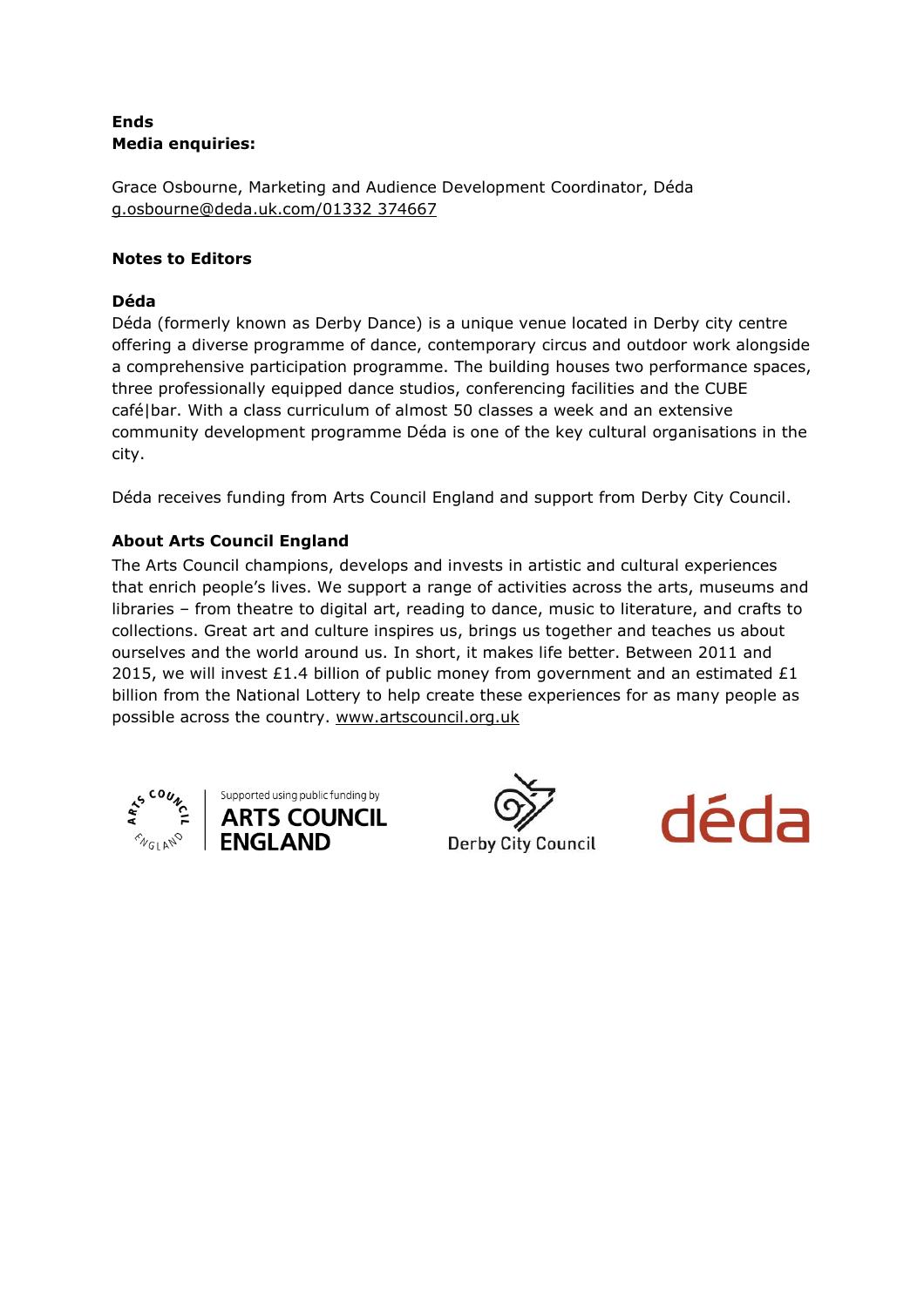**Ends**
**Media enquiries:**

Grace Osbourne, Marketing and Audience Development Coordinator, Déda
g.osbourne@deda.uk.com/01332 374667

**Notes to Editors**

**Déda**
Déda (formerly known as Derby Dance) is a unique venue located in Derby city centre offering a diverse programme of dance, contemporary circus and outdoor work alongside a comprehensive participation programme. The building houses two performance spaces, three professionally equipped dance studios, conferencing facilities and the CUBE café|bar. With a class curriculum of almost 50 classes a week and an extensive community development programme Déda is one of the key cultural organisations in the city.

Déda receives funding from Arts Council England and support from Derby City Council.

**About Arts Council England**
The Arts Council champions, develops and invests in artistic and cultural experiences that enrich people's lives. We support a range of activities across the arts, museums and libraries – from theatre to digital art, reading to dance, music to literature, and crafts to collections. Great art and culture inspires us, brings us together and teaches us about ourselves and the world around us. In short, it makes life better. Between 2011 and 2015, we will invest £1.4 billion of public money from government and an estimated £1 billion from the National Lottery to help create these experiences for as many people as possible across the country. www.artscouncil.org.uk

Supported using public funding by ARTS COUNCIL ENGLAND

Derby City Council

déda